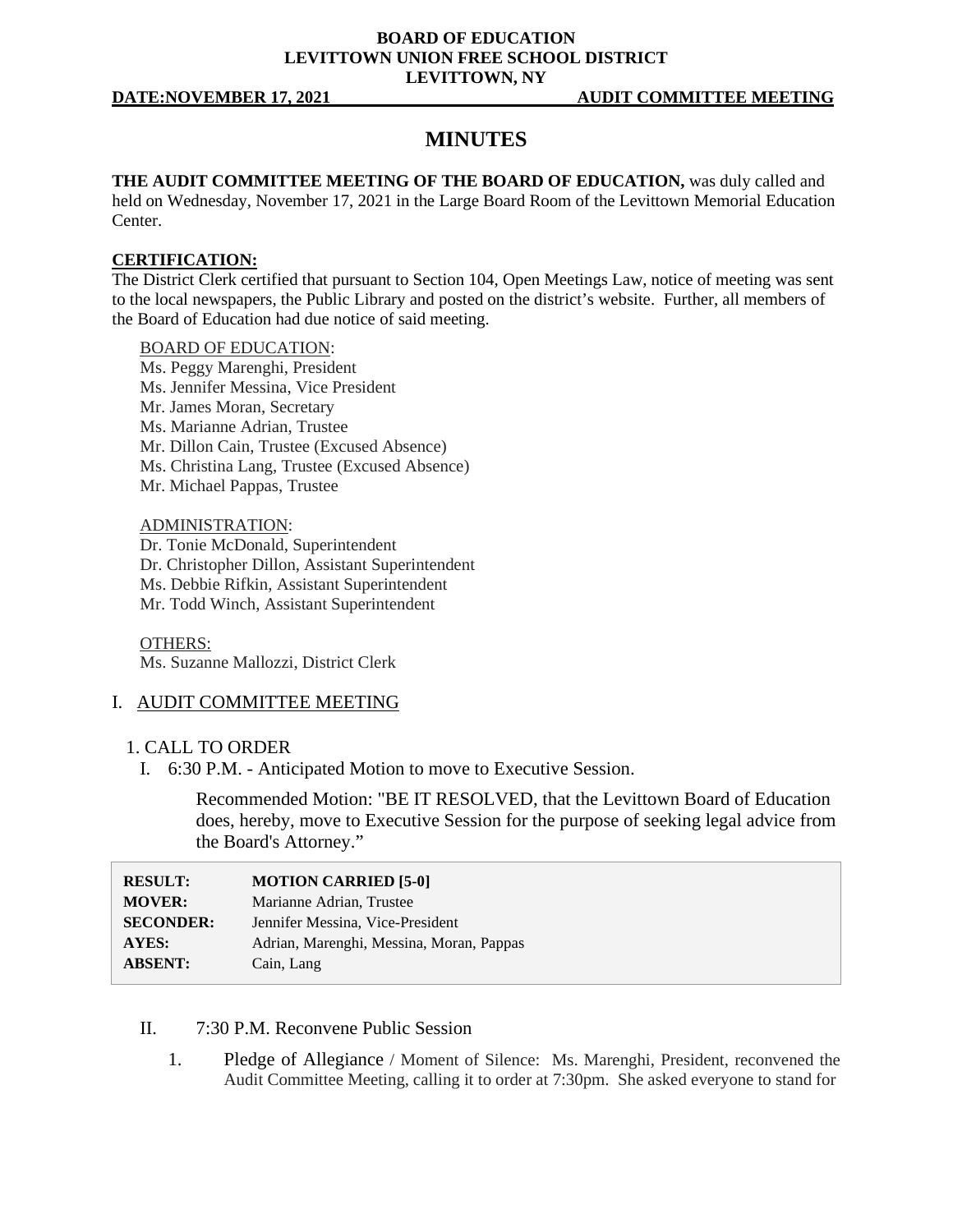**BOARD OF EDUCATION**
**LEVITTOWN UNION FREE SCHOOL DISTRICT**
**LEVITTOWN, NY**

**DATE:NOVEMBER 17, 2021** **AUDIT COMMITTEE MEETING**

# MINUTES

**THE AUDIT COMMITTEE MEETING OF THE BOARD OF EDUCATION,** was duly called and held on Wednesday, November 17, 2021 in the Large Board Room of the Levittown Memorial Education Center.

**CERTIFICATION:**

The District Clerk certified that pursuant to Section 104, Open Meetings Law, notice of meeting was sent to the local newspapers, the Public Library and posted on the district's website. Further, all members of the Board of Education had due notice of said meeting.

BOARD OF EDUCATION:

Ms. Peggy Marenghi, President
Ms. Jennifer Messina, Vice President
Mr. James Moran, Secretary
Ms. Marianne Adrian, Trustee
Mr. Dillon Cain, Trustee (Excused Absence)
Ms. Christina Lang, Trustee (Excused Absence)
Mr. Michael Pappas, Trustee

ADMINISTRATION:

Dr. Tonie McDonald, Superintendent
Dr. Christopher Dillon, Assistant Superintendent
Ms. Debbie Rifkin, Assistant Superintendent
Mr. Todd Winch, Assistant Superintendent

OTHERS:

Ms. Suzanne Mallozzi, District Clerk

## I. AUDIT COMMITTEE MEETING

1. CALL TO ORDER

I. 6:30 P.M. - Anticipated Motion to move to Executive Session.

Recommended Motion: "BE IT RESOLVED, that the Levittown Board of Education does, hereby, move to Executive Session for the purpose of seeking legal advice from the Board's Attorney."

| | |
|---|---|
| **RESULT:** | **MOTION CARRIED [5-0]** |
| **MOVER:** | Marianne Adrian, Trustee |
| **SECONDER:** | Jennifer Messina, Vice-President |
| **AYES:** | Adrian, Marenghi, Messina, Moran, Pappas |
| **ABSENT:** | Cain, Lang |

II. 7:30 P.M. Reconvene Public Session

1. Pledge of Allegiance / Moment of Silence: Ms. Marenghi, President, reconvened the Audit Committee Meeting, calling it to order at 7:30pm. She asked everyone to stand for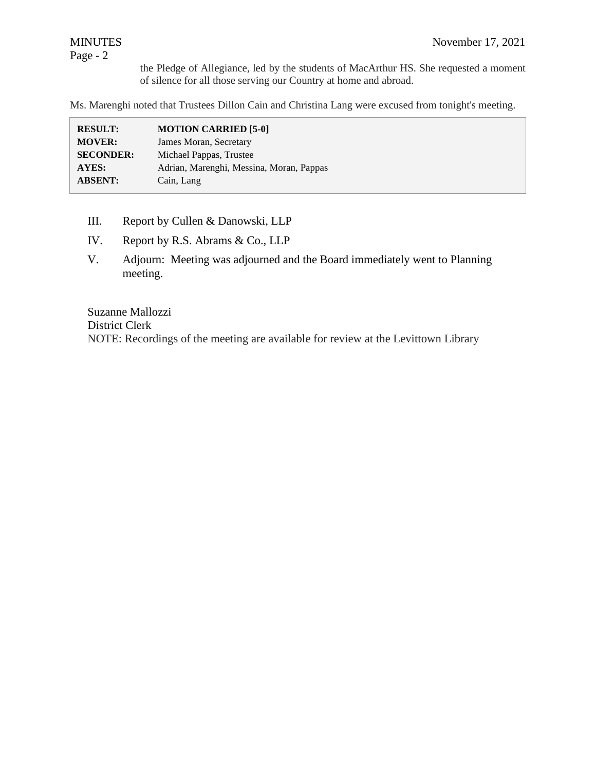the Pledge of Allegiance, led by the students of MacArthur HS. She requested a moment of silence for all those serving our Country at home and abroad.

Ms. Marenghi noted that Trustees Dillon Cain and Christina Lang were excused from tonight's meeting.

| | |
|---|---|
| **RESULT:** | **MOTION CARRIED [5-0]** |
| **MOVER:** | James Moran, Secretary |
| **SECONDER:** | Michael Pappas, Trustee |
| **AYES:** | Adrian, Marenghi, Messina, Moran, Pappas |
| **ABSENT:** | Cain, Lang |

III. Report by Cullen & Danowski, LLP

IV. Report by R.S. Abrams & Co., LLP

V. Adjourn: Meeting was adjourned and the Board immediately went to Planning meeting.

Suzanne Mallozzi
District Clerk
NOTE: Recordings of the meeting are available for review at the Levittown Library